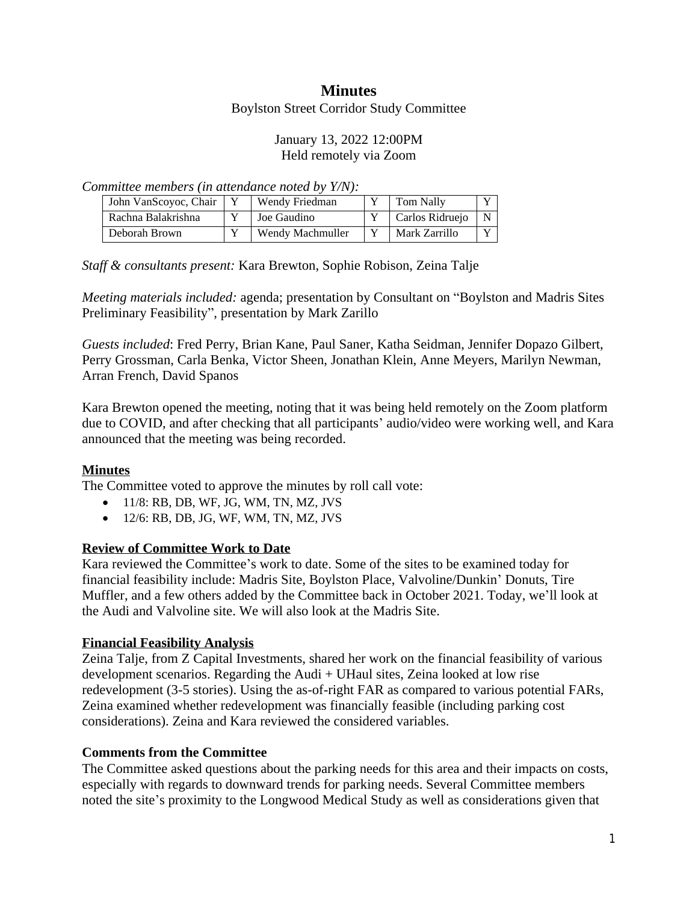# Minutes

Boylston Street Corridor Study Committee

January 13, 2022 12:00PM
Held remotely via Zoom

*Committee members (in attendance noted by Y/N):*

| John VanScoyoc, Chair | Y | Wendy Friedman | Y | Tom Nally | Y |
|---|---|---|---|---|---|
| Rachna Balakrishna | Y | Joe Gaudino | Y | Carlos Ridruejo | N |
| Deborah Brown | Y | Wendy Machmuller | Y | Mark Zarrillo | Y |

*Staff & consultants present:* Kara Brewton, Sophie Robison, Zeina Talje

*Meeting materials included:* agenda; presentation by Consultant on "Boylston and Madris Sites Preliminary Feasibility", presentation by Mark Zarillo

*Guests included*: Fred Perry, Brian Kane, Paul Saner, Katha Seidman, Jennifer Dopazo Gilbert, Perry Grossman, Carla Benka, Victor Sheen, Jonathan Klein, Anne Meyers, Marilyn Newman, Arran French, David Spanos

Kara Brewton opened the meeting, noting that it was being held remotely on the Zoom platform due to COVID, and after checking that all participants' audio/video were working well, and Kara announced that the meeting was being recorded.

## Minutes

The Committee voted to approve the minutes by roll call vote:

- 11/8: RB, DB, WF, JG, WM, TN, MZ, JVS
- 12/6: RB, DB, JG, WF, WM, TN, MZ, JVS

## Review of Committee Work to Date

Kara reviewed the Committee's work to date. Some of the sites to be examined today for financial feasibility include: Madris Site, Boylston Place, Valvoline/Dunkin' Donuts, Tire Muffler, and a few others added by the Committee back in October 2021. Today, we'll look at the Audi and Valvoline site. We will also look at the Madris Site.

## Financial Feasibility Analysis

Zeina Talje, from Z Capital Investments, shared her work on the financial feasibility of various development scenarios. Regarding the Audi + UHaul sites, Zeina looked at low rise redevelopment (3-5 stories). Using the as-of-right FAR as compared to various potential FARs, Zeina examined whether redevelopment was financially feasible (including parking cost considerations). Zeina and Kara reviewed the considered variables.

### Comments from the Committee

The Committee asked questions about the parking needs for this area and their impacts on costs, especially with regards to downward trends for parking needs. Several Committee members noted the site's proximity to the Longwood Medical Study as well as considerations given that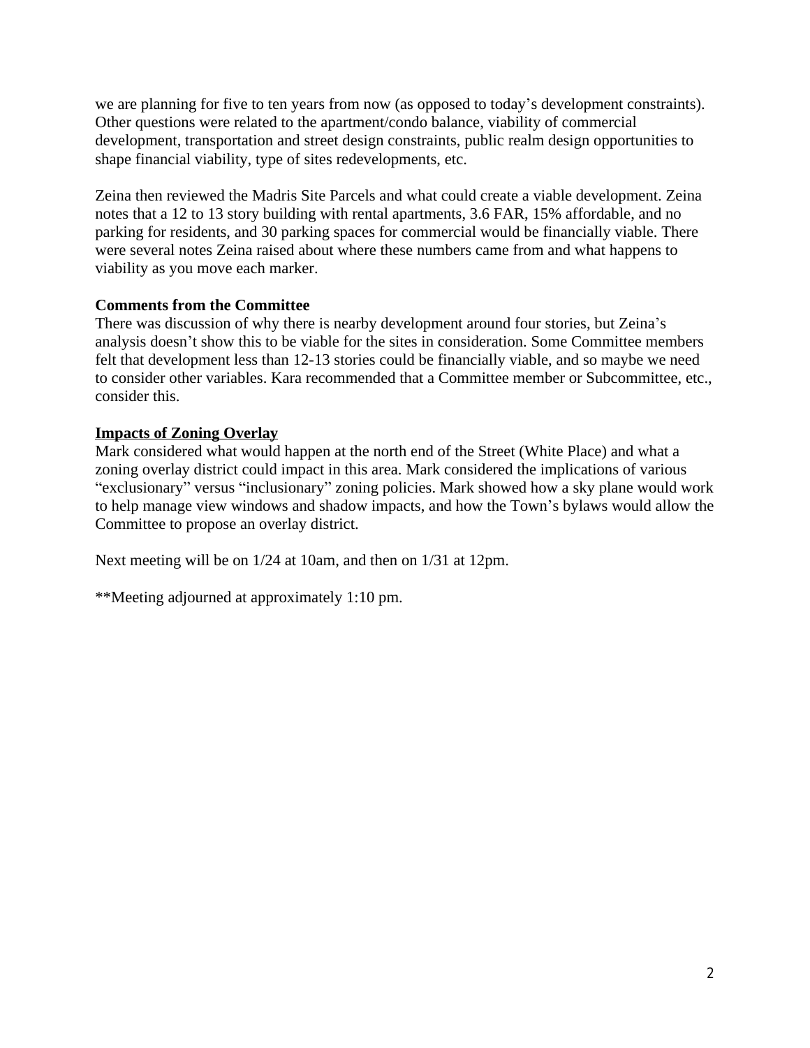we are planning for five to ten years from now (as opposed to today's development constraints). Other questions were related to the apartment/condo balance, viability of commercial development, transportation and street design constraints, public realm design opportunities to shape financial viability, type of sites redevelopments, etc.

Zeina then reviewed the Madris Site Parcels and what could create a viable development. Zeina notes that a 12 to 13 story building with rental apartments, 3.6 FAR, 15% affordable, and no parking for residents, and 30 parking spaces for commercial would be financially viable. There were several notes Zeina raised about where these numbers came from and what happens to viability as you move each marker.

**Comments from the Committee**

There was discussion of why there is nearby development around four stories, but Zeina's analysis doesn't show this to be viable for the sites in consideration. Some Committee members felt that development less than 12-13 stories could be financially viable, and so maybe we need to consider other variables. Kara recommended that a Committee member or Subcommittee, etc., consider this.

**Impacts of Zoning Overlay**

Mark considered what would happen at the north end of the Street (White Place) and what a zoning overlay district could impact in this area. Mark considered the implications of various "exclusionary" versus "inclusionary" zoning policies. Mark showed how a sky plane would work to help manage view windows and shadow impacts, and how the Town's bylaws would allow the Committee to propose an overlay district.

Next meeting will be on 1/24 at 10am, and then on 1/31 at 12pm.

**Meeting adjourned at approximately 1:10 pm.